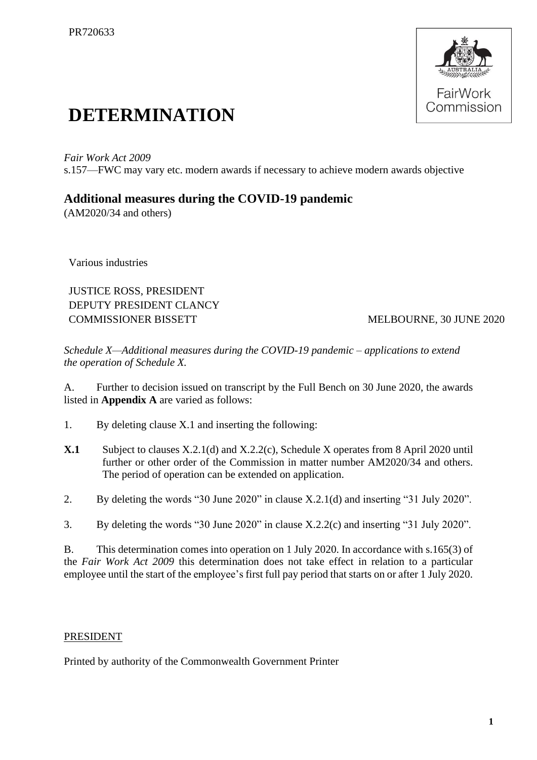PR720633

# DETERMINATION

*Fair Work Act 2009*
s.157—FWC may vary etc. modern awards if necessary to achieve modern awards objective

## Additional measures during the COVID-19 pandemic

(AM2020/34 and others)

Various industries

JUSTICE ROSS, PRESIDENT
DEPUTY PRESIDENT CLANCY
COMMISSIONER BISSETT

MELBOURNE, 30 JUNE 2020

*Schedule X—Additional measures during the COVID-19 pandemic – applications to extend the operation of Schedule X.*

A. Further to decision issued on transcript by the Full Bench on 30 June 2020, the awards listed in **Appendix A** are varied as follows:

1. By deleting clause X.1 and inserting the following:

**X.1** Subject to clauses X.2.1(d) and X.2.2(c), Schedule X operates from 8 April 2020 until further or other order of the Commission in matter number AM2020/34 and others. The period of operation can be extended on application.

2. By deleting the words "30 June 2020" in clause X.2.1(d) and inserting "31 July 2020".

3. By deleting the words "30 June 2020" in clause X.2.2(c) and inserting "31 July 2020".

B. This determination comes into operation on 1 July 2020. In accordance with s.165(3) of the *Fair Work Act 2009* this determination does not take effect in relation to a particular employee until the start of the employee's first full pay period that starts on or after 1 July 2020.

PRESIDENT

Printed by authority of the Commonwealth Government Printer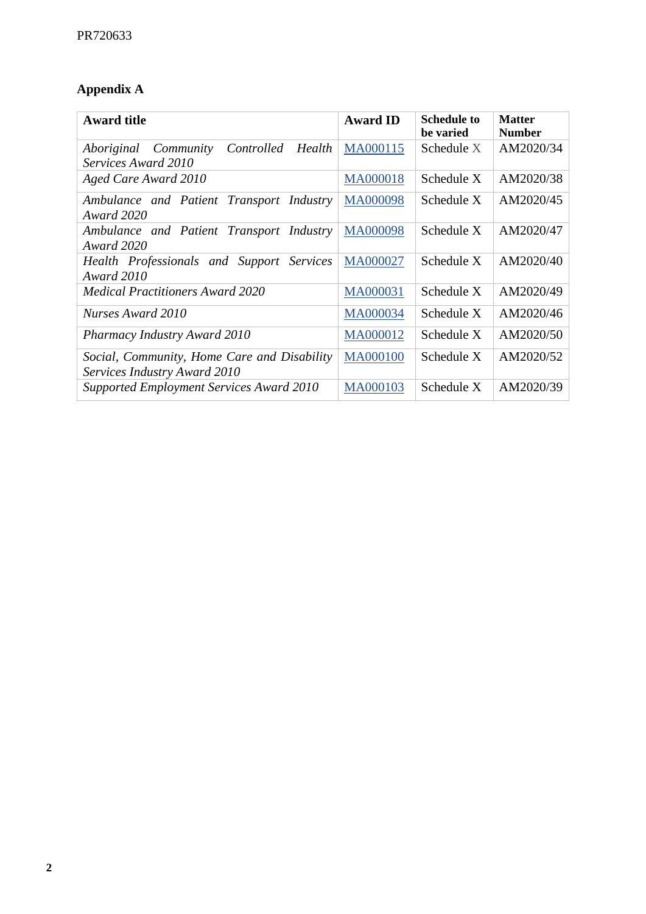## Appendix A

| Award title | Award ID | Schedule to be varied | Matter Number |
|---|---|---|---|
| *Aboriginal Community Controlled Health Services Award 2010* | MA000115 | Schedule X | AM2020/34 |
| *Aged Care Award 2010* | MA000018 | Schedule X | AM2020/38 |
| *Ambulance and Patient Transport Industry Award 2020* | MA000098 | Schedule X | AM2020/45 |
| *Ambulance and Patient Transport Industry Award 2020* | MA000098 | Schedule X | AM2020/47 |
| *Health Professionals and Support Services Award 2010* | MA000027 | Schedule X | AM2020/40 |
| *Medical Practitioners Award 2020* | MA000031 | Schedule X | AM2020/49 |
| *Nurses Award 2010* | MA000034 | Schedule X | AM2020/46 |
| *Pharmacy Industry Award 2010* | MA000012 | Schedule X | AM2020/50 |
| *Social, Community, Home Care and Disability Services Industry Award 2010* | MA000100 | Schedule X | AM2020/52 |
| *Supported Employment Services Award 2010* | MA000103 | Schedule X | AM2020/39 |